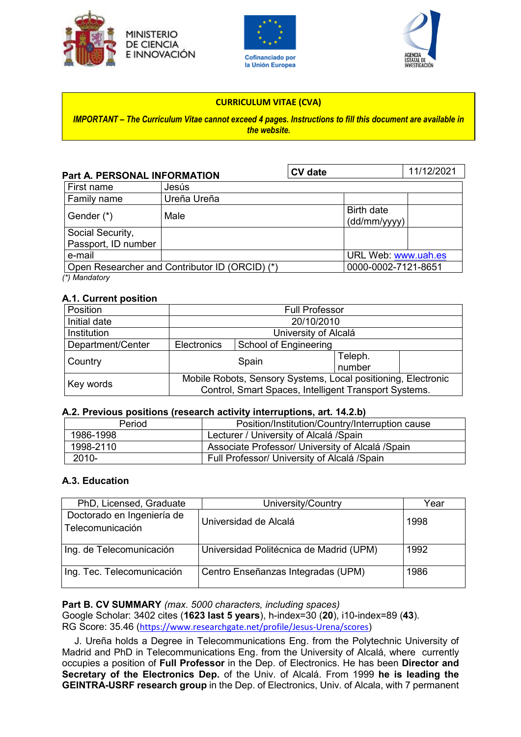MINISTERIO DE CIENCIA E INNOVACIÓN

Cofinanciado por la Unión Europea

AGENCIA ESTATAL DE INVESTIGACIÓN

**CURRICULUM VITAE (CVA)**

***IMPORTANT – The Curriculum Vitae cannot exceed 4 pages. Instructions to fill this document are available in the website.***

## Part A. PERSONAL INFORMATION

| CV date | 11/12/2021 |
|---|---|

| | | | |
|---|---|---|---|
| First name | Jesús | | |
| Family name | Ureña Ureña | | |
| Gender (*) | Male | Birth date (dd/mm/yyyy) | |
| Social Security, Passport, ID number | | | |
| e-mail | | URL Web: www.uah.es | |
| Open Researcher and Contributor ID (ORCID) (*) | | 0000-0002-7121-8651 | |

*(*) Mandatory*

### A.1. Current position

| | | | | |
|---|---|---|---|---|
| Position | Full Professor | | | |
| Initial date | 20/10/2010 | | | |
| Institution | University of Alcalá | | | |
| Department/Center | Electronics | School of Engineering | | |
| Country | Spain | | Teleph. number | |
| Key words | Mobile Robots, Sensory Systems, Local positioning, Electronic Control, Smart Spaces, Intelligent Transport Systems. | | | |

### A.2. Previous positions (research activity interruptions, art. 14.2.b)

| Period | Position/Institution/Country/Interruption cause |
|---|---|
| 1986-1998 | Lecturer / University of Alcalá /Spain |
| 1998-2110 | Associate Professor/ University of Alcalá /Spain |
| 2010- | Full Professor/ University of Alcalá /Spain |

### A.3. Education

| PhD, Licensed, Graduate | University/Country | Year |
|---|---|---|
| Doctorado en Ingeniería de Telecomunicación | Universidad de Alcalá | 1998 |
| Ing. de Telecomunicación | Universidad Politécnica de Madrid (UPM) | 1992 |
| Ing. Tec. Telecomunicación | Centro Enseñanzas Integradas (UPM) | 1986 |

## Part B. CV SUMMARY *(max. 5000 characters, including spaces)*

Google Scholar: 3402 cites (**1623 last 5 years**), h-index=30 (**20**), i10-index=89 (**43**).
RG Score: 35.46 (https://www.researchgate.net/profile/Jesus-Urena/scores)

J. Ureña holds a Degree in Telecommunications Eng. from the Polytechnic University of Madrid and PhD in Telecommunications Eng. from the University of Alcalá, where currently occupies a position of **Full Professor** in the Dep. of Electronics. He has been **Director and Secretary of the Electronics Dep.** of the Univ. of Alcalá. From 1999 **he is leading the GEINTRA-USRF research group** in the Dep. of Electronics, Univ. of Alcala, with 7 permanent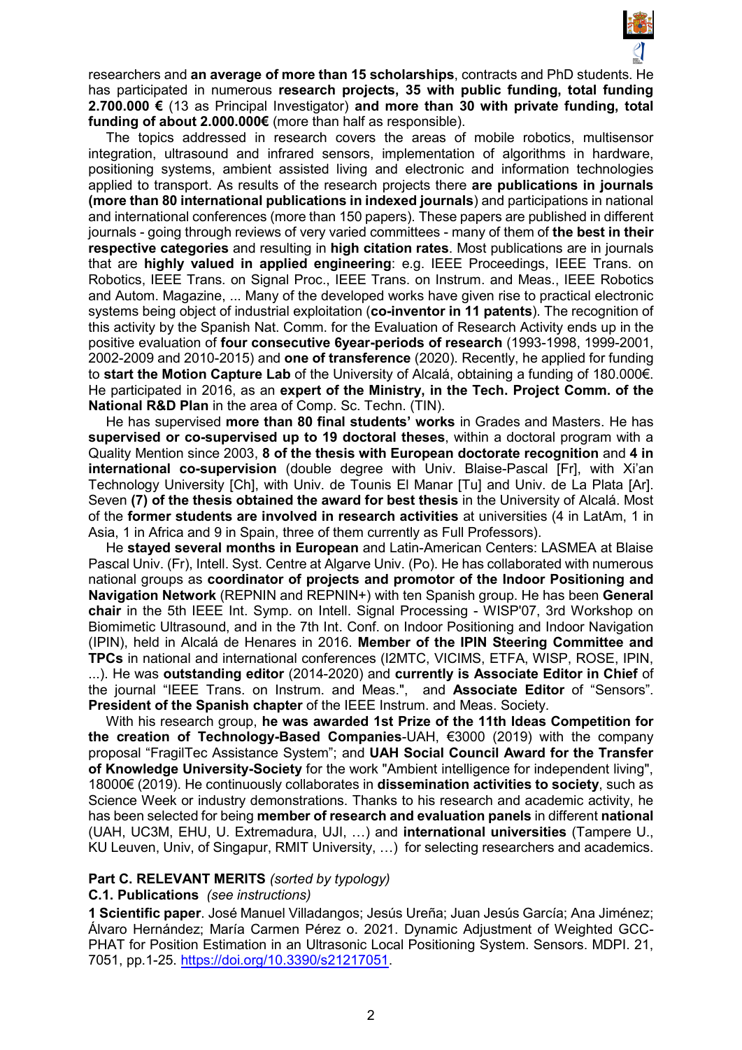researchers and **an average of more than 15 scholarships**, contracts and PhD students. He has participated in numerous **research projects, 35 with public funding, total funding 2.700.000 €** (13 as Principal Investigator) **and more than 30 with private funding, total funding of about 2.000.000€** (more than half as responsible).

The topics addressed in research covers the areas of mobile robotics, multisensor integration, ultrasound and infrared sensors, implementation of algorithms in hardware, positioning systems, ambient assisted living and electronic and information technologies applied to transport. As results of the research projects there **are publications in journals (more than 80 international publications in indexed journals**) and participations in national and international conferences (more than 150 papers). These papers are published in different journals - going through reviews of very varied committees - many of them of **the best in their respective categories** and resulting in **high citation rates**. Most publications are in journals that are **highly valued in applied engineering**: e.g. IEEE Proceedings, IEEE Trans. on Robotics, IEEE Trans. on Signal Proc., IEEE Trans. on Instrum. and Meas., IEEE Robotics and Autom. Magazine, ... Many of the developed works have given rise to practical electronic systems being object of industrial exploitation (**co-inventor in 11 patents**). The recognition of this activity by the Spanish Nat. Comm. for the Evaluation of Research Activity ends up in the positive evaluation of **four consecutive 6year-periods of research** (1993-1998, 1999-2001, 2002-2009 and 2010-2015) and **one of transference** (2020). Recently, he applied for funding to **start the Motion Capture Lab** of the University of Alcalá, obtaining a funding of 180.000€. He participated in 2016, as an **expert of the Ministry, in the Tech. Project Comm. of the National R&D Plan** in the area of Comp. Sc. Techn. (TIN).

He has supervised **more than 80 final students' works** in Grades and Masters. He has **supervised or co-supervised up to 19 doctoral theses**, within a doctoral program with a Quality Mention since 2003, **8 of the thesis with European doctorate recognition** and **4 in international co-supervision** (double degree with Univ. Blaise-Pascal [Fr], with Xi'an Technology University [Ch], with Univ. de Tounis El Manar [Tu] and Univ. de La Plata [Ar]. Seven **(7) of the thesis obtained the award for best thesis** in the University of Alcalá. Most of the **former students are involved in research activities** at universities (4 in LatAm, 1 in Asia, 1 in Africa and 9 in Spain, three of them currently as Full Professors).

He **stayed several months in European** and Latin-American Centers: LASMEA at Blaise Pascal Univ. (Fr), Intell. Syst. Centre at Algarve Univ. (Po). He has collaborated with numerous national groups as **coordinator of projects and promotor of the Indoor Positioning and Navigation Network** (REPNIN and REPNIN+) with ten Spanish group. He has been **General chair** in the 5th IEEE Int. Symp. on Intell. Signal Processing - WISP'07, 3rd Workshop on Biomimetic Ultrasound, and in the 7th Int. Conf. on Indoor Positioning and Indoor Navigation (IPIN), held in Alcalá de Henares in 2016. **Member of the IPIN Steering Committee and TPCs** in national and international conferences (I2MTC, VICIMS, ETFA, WISP, ROSE, IPIN, ...). He was **outstanding editor** (2014-2020) and **currently is Associate Editor in Chief** of the journal "IEEE Trans. on Instrum. and Meas.", and **Associate Editor** of "Sensors". **President of the Spanish chapter** of the IEEE Instrum. and Meas. Society.

With his research group, **he was awarded 1st Prize of the 11th Ideas Competition for the creation of Technology-Based Companies**-UAH, €3000 (2019) with the company proposal "FragilTec Assistance System"; and **UAH Social Council Award for the Transfer of Knowledge University-Society** for the work "Ambient intelligence for independent living", 18000€ (2019). He continuously collaborates in **dissemination activities to society**, such as Science Week or industry demonstrations. Thanks to his research and academic activity, he has been selected for being **member of research and evaluation panels** in different **national** (UAH, UC3M, EHU, U. Extremadura, UJI, …) and **international universities** (Tampere U., KU Leuven, Univ, of Singapur, RMIT University, …) for selecting researchers and academics.

## Part C. RELEVANT MERITS *(sorted by typology)*

### C.1. Publications *(see instructions)*

**1 Scientific paper**. José Manuel Villadangos; Jesús Ureña; Juan Jesús García; Ana Jiménez; Álvaro Hernández; María Carmen Pérez o. 2021. Dynamic Adjustment of Weighted GCC-PHAT for Position Estimation in an Ultrasonic Local Positioning System. Sensors. MDPI. 21, 7051, pp.1-25. https://doi.org/10.3390/s21217051.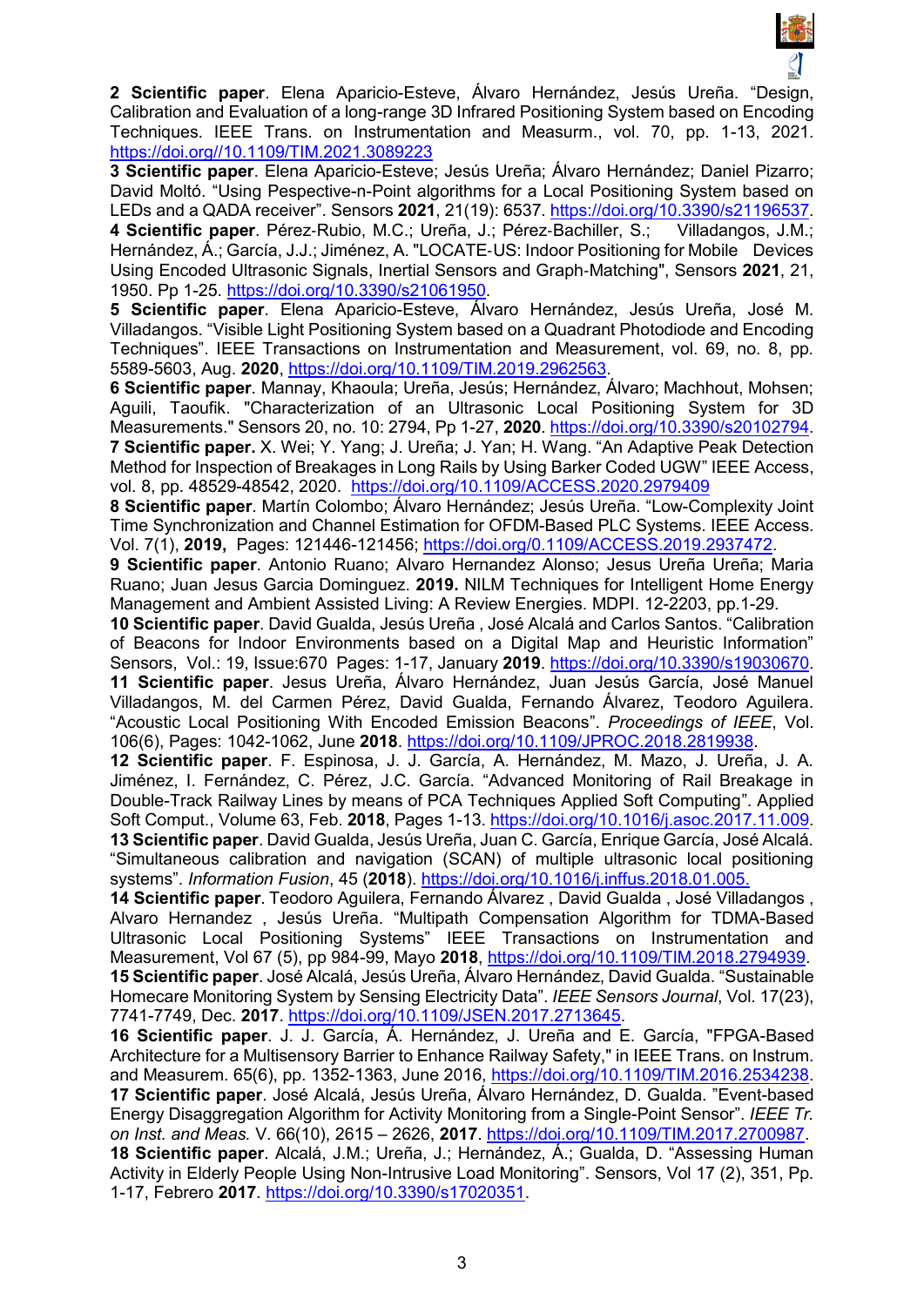**2 Scientific paper**. Elena Aparicio-Esteve, Álvaro Hernández, Jesús Ureña. “Design, Calibration and Evaluation of a long-range 3D Infrared Positioning System based on Encoding Techniques. IEEE Trans. on Instrumentation and Measurm., vol. 70, pp. 1-13, 2021. https://doi.org//10.1109/TIM.2021.3089223

**3 Scientific paper**. Elena Aparicio-Esteve; Jesús Ureña; Álvaro Hernández; Daniel Pizarro; David Moltó. “Using Pespective-n-Point algorithms for a Local Positioning System based on LEDs and a QADA receiver”. Sensors **2021**, 21(19): 6537. https://doi.org/10.3390/s21196537.

**4 Scientific paper**. Pérez-Rubio, M.C.; Ureña, J.; Pérez-Bachiller, S.; Villadangos, J.M.; Hernández, Á.; García, J.J.; Jiménez, A. "LOCATE-US: Indoor Positioning for Mobile Devices Using Encoded Ultrasonic Signals, Inertial Sensors and Graph-Matching", Sensors **2021**, 21, 1950. Pp 1-25. https://doi.org/10.3390/s21061950.

**5 Scientific paper**. Elena Aparicio-Esteve, Álvaro Hernández, Jesús Ureña, José M. Villadangos. “Visible Light Positioning System based on a Quadrant Photodiode and Encoding Techniques”. IEEE Transactions on Instrumentation and Measurement, vol. 69, no. 8, pp. 5589-5603, Aug. **2020**, https://doi.org/10.1109/TIM.2019.2962563.

**6 Scientific paper**. Mannay, Khaoula; Ureña, Jesús; Hernández, Álvaro; Machhout, Mohsen; Aguili, Taoufik. "Characterization of an Ultrasonic Local Positioning System for 3D Measurements." Sensors 20, no. 10: 2794, Pp 1-27, **2020**. https://doi.org/10.3390/s20102794.

**7 Scientific paper.** X. Wei; Y. Yang; J. Ureña; J. Yan; H. Wang. “An Adaptive Peak Detection Method for Inspection of Breakages in Long Rails by Using Barker Coded UGW” IEEE Access, vol. 8, pp. 48529-48542, 2020. https://doi.org/10.1109/ACCESS.2020.2979409

**8 Scientific paper**. Martín Colombo; Álvaro Hernández; Jesús Ureña. “Low-Complexity Joint Time Synchronization and Channel Estimation for OFDM-Based PLC Systems. IEEE Access. Vol. 7(1), **2019,** Pages: 121446-121456; https://doi.org/0.1109/ACCESS.2019.2937472.

**9 Scientific paper**. Antonio Ruano; Alvaro Hernandez Alonso; Jesus Ureña Ureña; Maria Ruano; Juan Jesus Garcia Dominguez. **2019.** NILM Techniques for Intelligent Home Energy Management and Ambient Assisted Living: A Review Energies. MDPI. 12-2203, pp.1-29.

**10 Scientific paper**. David Gualda, Jesús Ureña , José Alcalá and Carlos Santos. “Calibration of Beacons for Indoor Environments based on a Digital Map and Heuristic Information” Sensors, Vol.: 19, Issue:670 Pages: 1-17, January **2019**. https://doi.org/10.3390/s19030670.

**11 Scientific paper**. Jesus Ureña, Álvaro Hernández, Juan Jesús García, José Manuel Villadangos, M. del Carmen Pérez, David Gualda, Fernando Álvarez, Teodoro Aguilera. “Acoustic Local Positioning With Encoded Emission Beacons”. *Proceedings of IEEE*, Vol. 106(6), Pages: 1042-1062, June **2018**. https://doi.org/10.1109/JPROC.2018.2819938.

**12 Scientific paper**. F. Espinosa, J. J. García, A. Hernández, M. Mazo, J. Ureña, J. A. Jiménez, I. Fernández, C. Pérez, J.C. García. “Advanced Monitoring of Rail Breakage in Double-Track Railway Lines by means of PCA Techniques Applied Soft Computing”. Applied Soft Comput., Volume 63, Feb. **2018**, Pages 1-13. https://doi.org/10.1016/j.asoc.2017.11.009.

**13 Scientific paper**. David Gualda, Jesús Ureña, Juan C. García, Enrique García, José Alcalá. “Simultaneous calibration and navigation (SCAN) of multiple ultrasonic local positioning systems”. *Information Fusion*, 45 (**2018**). https://doi.org/10.1016/j.inffus.2018.01.005.

**14 Scientific paper**. Teodoro Aguilera, Fernando Álvarez , David Gualda , José Villadangos , Alvaro Hernandez , Jesús Ureña. “Multipath Compensation Algorithm for TDMA-Based Ultrasonic Local Positioning Systems” IEEE Transactions on Instrumentation and Measurement, Vol 67 (5), pp 984-99, Mayo **2018**, https://doi.org/10.1109/TIM.2018.2794939.

**15 Scientific paper**. José Alcalá, Jesús Ureña, Álvaro Hernández, David Gualda. “Sustainable Homecare Monitoring System by Sensing Electricity Data”. *IEEE Sensors Journal*, Vol. 17(23), 7741-7749, Dec. **2017**. https://doi.org/10.1109/JSEN.2017.2713645.

**16 Scientific paper**. J. J. García, Á. Hernández, J. Ureña and E. García, "FPGA-Based Architecture for a Multisensory Barrier to Enhance Railway Safety," in IEEE Trans. on Instrum. and Measurem. 65(6), pp. 1352-1363, June 2016, https://doi.org/10.1109/TIM.2016.2534238.

**17 Scientific paper**. José Alcalá, Jesús Ureña, Álvaro Hernández, D. Gualda. ”Event-based Energy Disaggregation Algorithm for Activity Monitoring from a Single-Point Sensor”. *IEEE Tr. on Inst. and Meas.* V. 66(10), 2615 – 2626, **2017**. https://doi.org/10.1109/TIM.2017.2700987.

**18 Scientific paper**. Alcalá, J.M.; Ureña, J.; Hernández, Á.; Gualda, D. “Assessing Human Activity in Elderly People Using Non-Intrusive Load Monitoring”. Sensors, Vol 17 (2), 351, Pp. 1-17, Febrero **2017**. https://doi.org/10.3390/s17020351.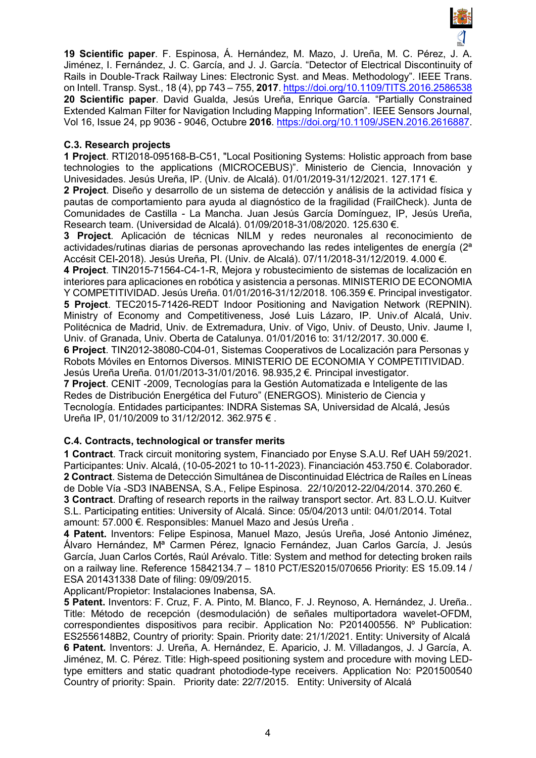**19 Scientific paper**. F. Espinosa, Á. Hernández, M. Mazo, J. Ureña, M. C. Pérez, J. A. Jiménez, I. Fernández, J. C. García, and J. J. García. "Detector of Electrical Discontinuity of Rails in Double-Track Railway Lines: Electronic Syst. and Meas. Methodology". IEEE Trans. on Intell. Transp. Syst., 18 (4), pp 743 – 755, **2017**. https://doi.org/10.1109/TITS.2016.2586538
**20 Scientific paper**. David Gualda, Jesús Ureña, Enrique García. "Partially Constrained Extended Kalman Filter for Navigation Including Mapping Information". IEEE Sensors Journal, Vol 16, Issue 24, pp 9036 - 9046, Octubre **2016**. https://doi.org/10.1109/JSEN.2016.2616887.

### C.3. Research projects

**1 Project**. RTI2018-095168-B-C51, "Local Positioning Systems: Holistic approach from base technologies to the applications (MICROCEBUS)". Ministerio de Ciencia, Innovación y Univesidades. Jesús Ureña, IP. (Univ. de Alcalá). 01/01/2019-31/12/2021. 127.171 €.
**2 Project**. Diseño y desarrollo de un sistema de detección y análisis de la actividad física y pautas de comportamiento para ayuda al diagnóstico de la fragilidad (FrailCheck). Junta de Comunidades de Castilla - La Mancha. Juan Jesús García Domínguez, IP, Jesús Ureña, Research team. (Universidad de Alcalá). 01/09/2018-31/08/2020. 125.630 €.
**3 Project**. Aplicación de técnicas NILM y redes neuronales al reconocimiento de actividades/rutinas diarias de personas aprovechando las redes inteligentes de energía (2ª Accésit CEI-2018). Jesús Ureña, PI. (Univ. de Alcalá). 07/11/2018-31/12/2019. 4.000 €.
**4 Project**. TIN2015-71564-C4-1-R, Mejora y robustecimiento de sistemas de localización en interiores para aplicaciones en robótica y asistencia a personas. MINISTERIO DE ECONOMIA Y COMPETITIVIDAD. Jesús Ureña. 01/01/2016-31/12/2018. 106.359 €. Principal investigator.
**5 Project**. TEC2015-71426-REDT Indoor Positioning and Navigation Network (REPNIN). Ministry of Economy and Competitiveness, José Luis Lázaro, IP. Univ.of Alcalá, Univ. Politécnica de Madrid, Univ. de Extremadura, Univ. of Vigo, Univ. de Deusto, Univ. Jaume I, Univ. of Granada, Univ. Oberta de Catalunya. 01/01/2016 to: 31/12/2017. 30.000 €.
**6 Project**. TIN2012-38080-C04-01, Sistemas Cooperativos de Localización para Personas y Robots Móviles en Entornos Diversos. MINISTERIO DE ECONOMIA Y COMPETITIVIDAD. Jesús Ureña Ureña. 01/01/2013-31/01/2016. 98.935,2 €. Principal investigator.
**7 Project**. CENIT -2009, Tecnologías para la Gestión Automatizada e Inteligente de las Redes de Distribución Energética del Futuro" (ENERGOS). Ministerio de Ciencia y Tecnología. Entidades participantes: INDRA Sistemas SA, Universidad de Alcalá, Jesús Ureña IP, 01/10/2009 to 31/12/2012. 362.975 € .

### C.4. Contracts, technological or transfer merits

**1 Contract**. Track circuit monitoring system, Financiado por Enyse S.A.U. Ref UAH 59/2021. Participantes: Univ. Alcalá, (10-05-2021 to 10-11-2023). Financiación 453.750 €. Colaborador.
**2 Contract**. Sistema de Detección Simultánea de Discontinuidad Eléctrica de Raíles en Líneas de Doble Vía -SD3 INABENSA, S.A., Felipe Espinosa. 22/10/2012-22/04/2014. 370.260 €.
**3 Contract**. Drafting of research reports in the railway transport sector. Art. 83 L.O.U. Kuitver S.L. Participating entities: University of Alcalá. Since: 05/04/2013 until: 04/01/2014. Total amount: 57.000 €. Responsibles: Manuel Mazo and Jesús Ureña .
**4 Patent.** Inventors: Felipe Espinosa, Manuel Mazo, Jesús Ureña, José Antonio Jiménez, Álvaro Hernández, Mª Carmen Pérez, Ignacio Fernández, Juan Carlos García, J. Jesús García, Juan Carlos Cortés, Raúl Arévalo. Title: System and method for detecting broken rails on a railway line. Reference 15842134.7 – 1810 PCT/ES2015/070656 Priority: ES 15.09.14 / ESA 201431338 Date of filing: 09/09/2015.
Applicant/Propietor: Instalaciones Inabensa, SA.
**5 Patent.** Inventors: F. Cruz, F. A. Pinto, M. Blanco, F. J. Reynoso, A. Hernández, J. Ureña.. Title: Método de recepción (desmodulación) de señales multiportadora wavelet-OFDM, correspondientes dispositivos para recibir. Application No: P201400556. Nº Publication: ES2556148B2, Country of priority: Spain. Priority date: 21/1/2021. Entity: University of Alcalá
**6 Patent.** Inventors: J. Ureña, A. Hernández, E. Aparicio, J. M. Villadangos, J. J García, A. Jiménez, M. C. Pérez. Title: High-speed positioning system and procedure with moving LED-type emitters and static quadrant photodiode-type receivers. Application No: P201500540 Country of priority: Spain. Priority date: 22/7/2015. Entity: University of Alcalá